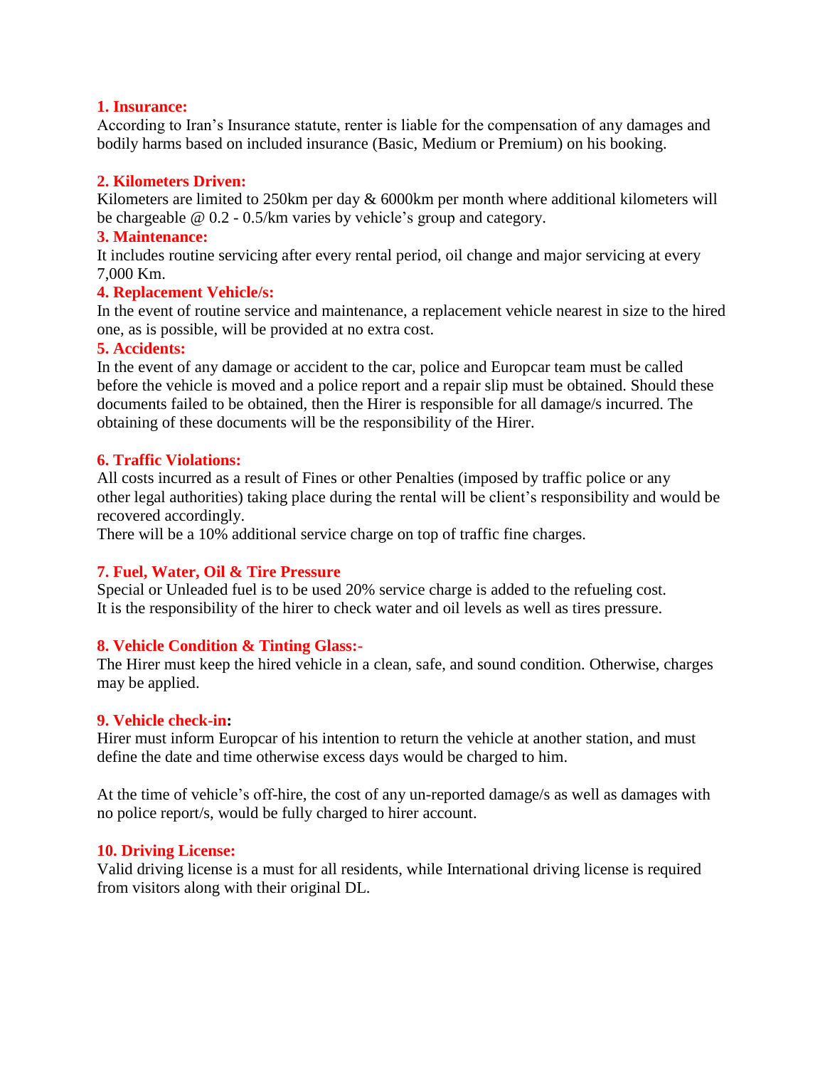**1. Insurance:**

According to Iran's Insurance statute, renter is liable for the compensation of any damages and bodily harms based on included insurance (Basic, Medium or Premium) on his booking.

**2. Kilometers Driven:**

Kilometers are limited to 250km per day & 6000km per month where additional kilometers will be chargeable @ 0.2 - 0.5/km varies by vehicle's group and category.

**3. Maintenance:**

It includes routine servicing after every rental period, oil change and major servicing at every 7,000 Km.

**4. Replacement Vehicle/s:**

In the event of routine service and maintenance, a replacement vehicle nearest in size to the hired one, as is possible, will be provided at no extra cost.

**5. Accidents:**

In the event of any damage or accident to the car, police and Europcar team must be called before the vehicle is moved and a police report and a repair slip must be obtained. Should these documents failed to be obtained, then the Hirer is responsible for all damage/s incurred. The obtaining of these documents will be the responsibility of the Hirer.

**6. Traffic Violations:**

All costs incurred as a result of Fines or other Penalties (imposed by traffic police or any other legal authorities) taking place during the rental will be client's responsibility and would be recovered accordingly.

There will be a 10% additional service charge on top of traffic fine charges.

**7. Fuel, Water, Oil & Tire Pressure**

Special or Unleaded fuel is to be used 20% service charge is added to the refueling cost.

It is the responsibility of the hirer to check water and oil levels as well as tires pressure.

**8. Vehicle Condition & Tinting Glass:-**

The Hirer must keep the hired vehicle in a clean, safe, and sound condition. Otherwise, charges may be applied.

**9. Vehicle check-in:**

Hirer must inform Europcar of his intention to return the vehicle at another station, and must define the date and time otherwise excess days would be charged to him.

At the time of vehicle's off-hire, the cost of any un-reported damage/s as well as damages with no police report/s, would be fully charged to hirer account.

**10. Driving License:**

Valid driving license is a must for all residents, while International driving license is required from visitors along with their original DL.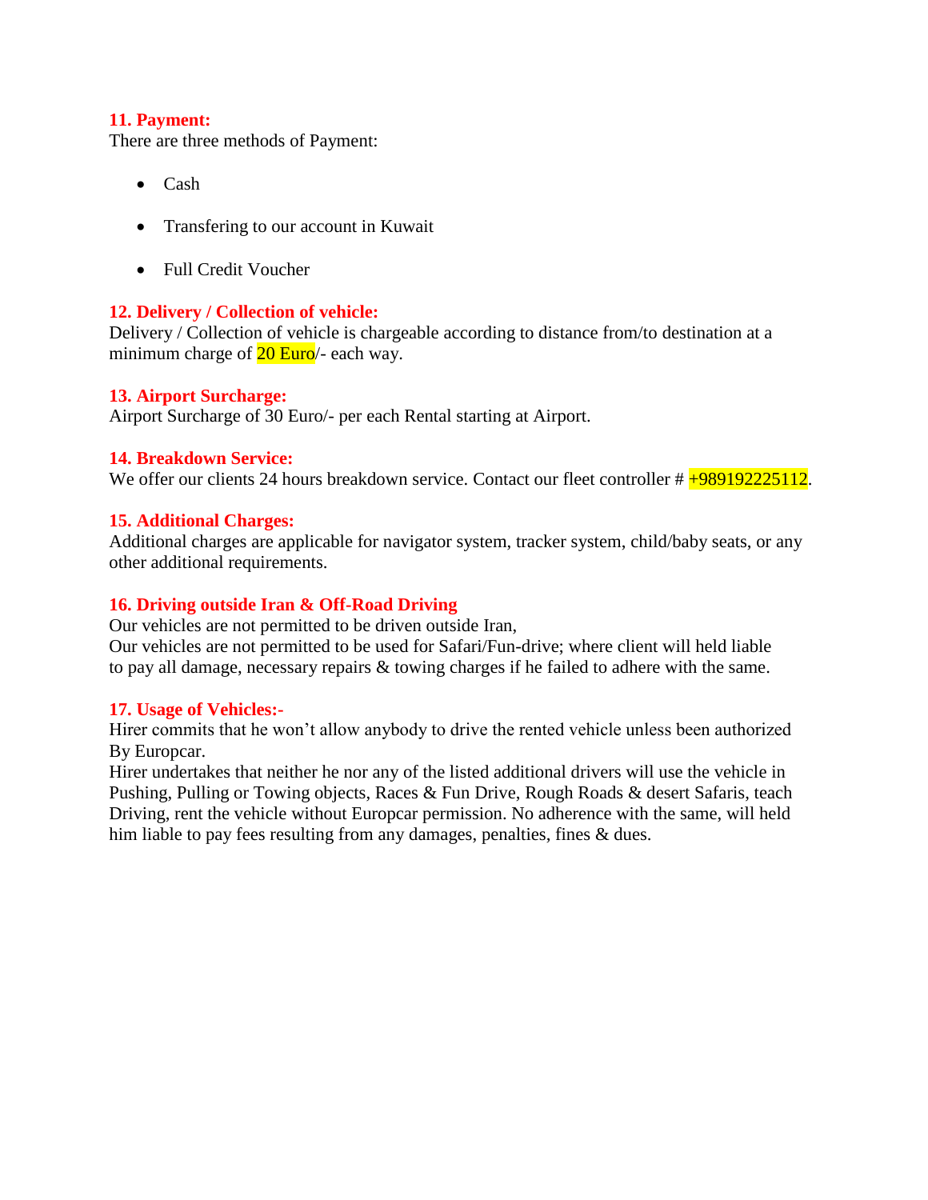**11. Payment:**

There are three methods of Payment:

- Cash
- Transfering to our account in Kuwait
- Full Credit Voucher

**12. Delivery / Collection of vehicle:**

Delivery / Collection of vehicle is chargeable according to distance from/to destination at a minimum charge of 20 Euro/- each way.

**13. Airport Surcharge:**

Airport Surcharge of 30 Euro/- per each Rental starting at Airport.

**14. Breakdown Service:**

We offer our clients 24 hours breakdown service. Contact our fleet controller # +989192225112.

**15. Additional Charges:**

Additional charges are applicable for navigator system, tracker system, child/baby seats, or any other additional requirements.

**16. Driving outside Iran & Off-Road Driving**

Our vehicles are not permitted to be driven outside Iran,
Our vehicles are not permitted to be used for Safari/Fun-drive; where client will held liable to pay all damage, necessary repairs & towing charges if he failed to adhere with the same.

**17. Usage of Vehicles:-**

Hirer commits that he won't allow anybody to drive the rented vehicle unless been authorized By Europcar.
Hirer undertakes that neither he nor any of the listed additional drivers will use the vehicle in Pushing, Pulling or Towing objects, Races & Fun Drive, Rough Roads & desert Safaris, teach Driving, rent the vehicle without Europcar permission. No adherence with the same, will held him liable to pay fees resulting from any damages, penalties, fines & dues.